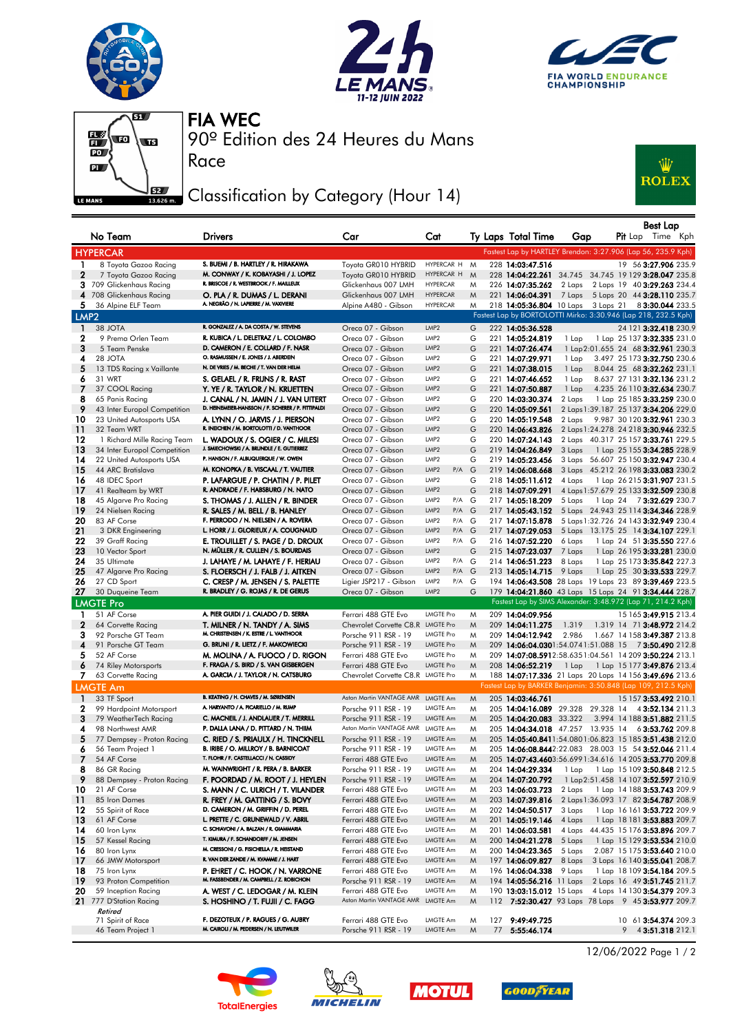# FIA WEC

90º Edition des 24 Heures du Mans

Race

## Classification by Category (Hour 14)

| | No | Team | Drivers | Car | Cat | | Ty | Laps | Total Time | Gap | | Pit | Best Lap Lap | Time | Kph |
|---|---|---|---|---|---|---|---|---|---|---|---|---|---|---|---|
| **HYPERCAR** | | | | | | | | | | Fastest Lap by HARTLEY Brendon: 3:27.906 (Lap 56, 235.9 Kph) | | | | | |
| 1 | 8 | Toyota Gazoo Racing | S. BUEMI / B. HARTLEY / R. HIRAKAWA | Toyota GR010 HYBRID | HYPERCAR H | | M | 228 | 14:03:47.516 | | | 19 | 56 | 3:27.906 | 235.9 |
| 2 | 7 | Toyota Gazoo Racing | M. CONWAY / K. KOBAYASHI / J. LOPEZ | Toyota GR010 HYBRID | HYPERCAR H | | M | 228 | 14:04:22.261 | 34.745 | 34.745 | 19 | 129 | 3:28.047 | 235.8 |
| 3 | 709 | Glickenhaus Racing | R. BRISCOE / R. WESTBROOK / F. MAILLEUX | Glickenhaus 007 LMH | HYPERCAR | | M | 226 | 14:07:35.262 | 2 Laps | 2 Laps | 19 | 40 | 3:29.263 | 234.4 |
| 4 | 708 | Glickenhaus Racing | O. PLA / R. DUMAS / L. DERANI | Glickenhaus 007 LMH | HYPERCAR | | M | 221 | 14:06:04.391 | 7 Laps | 5 Laps | 20 | 44 | 3:28.110 | 235.7 |
| 5 | 36 | Alpine ELF Team | A. NEGRÃO / N. LAPIERRE / M. VAXIVIERE | Alpine A480 - Gibson | HYPERCAR | | M | 218 | 14:05:36.804 | 10 Laps | 3 Laps | 21 | 8 | 3:30.044 | 233.5 |
| **LMP2** | | | | | | | | | | Fastest Lap by BORTOLOTTI Mirko: 3:30.946 (Lap 218, 232.5 Kph) | | | | | |
| 1 | 38 | JOTA | R. GONZALEZ / A. DA COSTA / W. STEVENS | Oreca 07 - Gibson | LMP2 | | G | 222 | 14:05:36.528 | | | 24 | 121 | 3:32.418 | 230.9 |
| 2 | 9 | Prema Orlen Team | R. KUBICA / L. DELETRAZ / L. COLOMBO | Oreca 07 - Gibson | LMP2 | | G | 221 | 14:05:24.819 | 1 Lap | 1 Lap | 25 | 137 | 3:32.335 | 231.0 |
| 3 | 5 | Team Penske | D. CAMERON / E. COLLARD / F. NASR | Oreca 07 - Gibson | LMP2 | | G | 221 | 14:07:26.474 | 1 Lap | 2:01.655 | 24 | 68 | 3:32.961 | 230.3 |
| 4 | 28 | JOTA | O. RASMUSSEN / E. JONES / J. ABERDEIN | Oreca 07 - Gibson | LMP2 | | G | 221 | 14:07:29.971 | 1 Lap | 3.497 | 25 | 173 | 3:32.750 | 230.6 |
| 5 | 13 | TDS Racing x Vaillante | N. DE VRIES / M. BECHE / T. VAN DER HELM | Oreca 07 - Gibson | LMP2 | | G | 221 | 14:07:38.015 | 1 Lap | 8.044 | 25 | 68 | 3:32.262 | 231.1 |
| 6 | 31 | WRT | S. GELAEL / R. FRIJNS / R. RAST | Oreca 07 - Gibson | LMP2 | | G | 221 | 14:07:46.652 | 1 Lap | 8.637 | 27 | 131 | 3:32.136 | 231.2 |
| 7 | 37 | COOL Racing | Y. YE / R. TAYLOR / N. KRUETTEN | Oreca 07 - Gibson | LMP2 | | G | 221 | 14:07:50.887 | 1 Lap | 4.235 | 26 | 110 | 3:32.634 | 230.7 |
| 8 | 65 | Panis Racing | J. CANAL / N. JAMIN / J. VAN UITERT | Oreca 07 - Gibson | LMP2 | | G | 220 | 14:03:30.374 | 2 Laps | 1 Lap | 25 | 185 | 3:33.259 | 230.0 |
| 9 | 43 | Inter Europol Competition | D. HEINEMEIER-HANSSON / F. SCHERER / P. FITTIPALDI | Oreca 07 - Gibson | LMP2 | | G | 220 | 14:05:09.561 | 2 Laps | 1:39.187 | 25 | 137 | 3:34.206 | 229.0 |
| 10 | 23 | United Autosports USA | A. LYNN / O. JARVIS / J. PIERSON | Oreca 07 - Gibson | LMP2 | | G | 220 | 14:05:19.548 | 2 Laps | 9.987 | 30 | 120 | 3:32.961 | 230.3 |
| 11 | 32 | Team WRT | R. INEICHEN / M. BORTOLOTTI / D. VANTHOOR | Oreca 07 - Gibson | LMP2 | | G | 220 | 14:06:43.826 | 2 Laps | 1:24.278 | 24 | 218 | 3:30.946 | 232.5 |
| 12 | 1 | Richard Mille Racing Team | L. WADOUX / S. OGIER / C. MILESI | Oreca 07 - Gibson | LMP2 | | G | 220 | 14:07:24.143 | 2 Laps | 40.317 | 25 | 157 | 3:33.761 | 229.5 |
| 13 | 34 | Inter Europol Competition | J. SMIECHOWSKI / A. BRUNDLE / E. GUTIERREZ | Oreca 07 - Gibson | LMP2 | | G | 219 | 14:04:26.849 | 3 Laps | 1 Lap | 25 | 155 | 3:34.285 | 228.9 |
| 14 | 22 | United Autosports USA | P. HANSON / F. ALBUQUERQUE / W. OWEN | Oreca 07 - Gibson | LMP2 | | G | 219 | 14:05:23.456 | 3 Laps | 56.607 | 25 | 150 | 3:32.947 | 230.4 |
| 15 | 44 | ARC Bratislava | M. KONOPKA / B. VISCAAL / T. VAUTIER | Oreca 07 - Gibson | LMP2 | P/A | G | 219 | 14:06:08.668 | 3 Laps | 45.212 | 26 | 198 | 3:33.083 | 230.2 |
| 16 | 48 | IDEC Sport | P. LAFARGUE / P. CHATIN / P. PILET | Oreca 07 - Gibson | LMP2 | | G | 218 | 14:05:11.612 | 4 Laps | 1 Lap | 26 | 215 | 3:31.907 | 231.5 |
| 17 | 41 | Realteam by WRT | R. ANDRADE / F. HABSBURG / N. NATO | Oreca 07 - Gibson | LMP2 | | G | 218 | 14:07:09.291 | 4 Laps | 1:57.679 | 25 | 133 | 3:32.509 | 230.8 |
| 18 | 45 | Algarve Pro Racing | S. THOMAS / J. ALLEN / R. BINDER | Oreca 07 - Gibson | LMP2 | P/A | G | 217 | 14:05:18.209 | 5 Laps | 1 Lap | 24 | 7 | 3:32.629 | 230.7 |
| 19 | 24 | Nielsen Racing | R. SALES / M. BELL / B. HANLEY | Oreca 07 - Gibson | LMP2 | P/A | G | 217 | 14:05:43.152 | 5 Laps | 24.943 | 25 | 114 | 3:34.346 | 228.9 |
| 20 | 83 | AF Corse | F. PERRODO / N. NIELSEN / A. ROVERA | Oreca 07 - Gibson | LMP2 | P/A | G | 217 | 14:07:15.878 | 5 Laps | 1:32.726 | 24 | 143 | 3:32.949 | 230.4 |
| 21 | 3 | DKR Engineering | L. HORR / J. GLORIEUX / A. COUGNAUD | Oreca 07 - Gibson | LMP2 | P/A | G | 217 | 14:07:29.053 | 5 Laps | 13.175 | 25 | 14 | 3:34.107 | 229.1 |
| 22 | 39 | Graff Racing | E. TROUILLET / S. PAGE / D. DROUX | Oreca 07 - Gibson | LMP2 | P/A | G | 216 | 14:07:52.220 | 6 Laps | 1 Lap | 24 | 51 | 3:35.550 | 227.6 |
| 23 | 10 | Vector Sport | N. MÜLLER / R. CULLEN / S. BOURDAIS | Oreca 07 - Gibson | LMP2 | | G | 215 | 14:07:23.037 | 7 Laps | 1 Lap | 26 | 195 | 3:33.281 | 230.0 |
| 24 | 35 | Ultimate | J. LAHAYE / M. LAHAYE / F. HERIAU | Oreca 07 - Gibson | LMP2 | P/A | G | 214 | 14:06:51.223 | 8 Laps | 1 Lap | 25 | 173 | 3:35.842 | 227.3 |
| 25 | 47 | Algarve Pro Racing | S. FLOERSCH / J. FALB / J. AITKEN | Oreca 07 - Gibson | LMP2 | P/A | G | 213 | 14:05:14.715 | 9 Laps | 1 Lap | 25 | 30 | 3:33.533 | 229.7 |
| 26 | 27 | CD Sport | C. CRESP / M. JENSEN / S. PALETTE | Ligier JSP217 - Gibson | LMP2 | P/A | G | 194 | 14:06:43.508 | 28 Laps | 19 Laps | 23 | 89 | 3:39.469 | 223.5 |
| 27 | 30 | Duqueine Team | R. BRADLEY / G. ROJAS / R. DE GERUS | Oreca 07 - Gibson | LMP2 | | G | 179 | 14:04:21.860 | 43 Laps | 15 Laps | 24 | 91 | 3:34.444 | 228.7 |
| **LMGTE Pro** | | | | | | | | | | Fastest Lap by SIMS Alexander: 3:48.972 (Lap 71, 214.2 Kph) | | | | | |
| 1 | 51 | AF Corse | A. PIER GUIDI / J. CALADO / D. SERRA | Ferrari 488 GTE Evo | LMGTE Pro | | M | 209 | 14:04:09.956 | | | 15 | 165 | 3:49.915 | 213.4 |
| 2 | 64 | Corvette Racing | T. MILNER / N. TANDY / A. SIMS | Chevrolet Corvette C8.R | LMGTE Pro | | M | 209 | 14:04:11.275 | 1.319 | 1.319 | 14 | 71 | 3:48.972 | 214.2 |
| 3 | 92 | Porsche GT Team | M. CHRISTENSEN / K. ESTRE / L. VANTHOOR | Porsche 911 RSR - 19 | LMGTE Pro | | M | 209 | 14:04:12.942 | 2.986 | 1.667 | 14 | 158 | 3:49.387 | 213.8 |
| 4 | 91 | Porsche GT Team | G. BRUNI / R. LIETZ / F. MAKOWIECKI | Porsche 911 RSR - 19 | LMGTE Pro | | M | 209 | 14:06:04.030 | 1:54.074 | 1:51.088 | 15 | 7 | 3:50.490 | 212.8 |
| 5 | 52 | AF Corse | M. MOLINA / A. FUOCO / D. RIGON | Ferrari 488 GTE Evo | LMGTE Pro | | M | 209 | 14:07:08.591 | 2:58.635 | 1:04.561 | 14 | 209 | 3:50.224 | 213.1 |
| 6 | 74 | Riley Motorsports | F. FRAGA / S. BIRD / S. VAN GISBERGEN | Ferrari 488 GTE Evo | LMGTE Pro | | M | 208 | 14:06:52.219 | 1 Lap | 1 Lap | 15 | 177 | 3:49.876 | 213.4 |
| 7 | 63 | Corvette Racing | A. GARCIA / J. TAYLOR / N. CATSBURG | Chevrolet Corvette C8.R | LMGTE Pro | | M | 188 | 14:07:17.336 | 21 Laps | 20 Laps | 14 | 156 | 3:49.696 | 213.6 |
| **LMGTE Am** | | | | | | | | | | Fastest Lap by BARKER Benjamin: 3:50.848 (Lap 109, 212.5 Kph) | | | | | |
| 1 | 33 | TF Sport | B. KEATING / H. CHAVES / M. SØRENSEN | Aston Martin VANTAGE AMR | LMGTE Am | | M | 205 | 14:03:46.761 | | | 15 | 157 | 3:53.492 | 210.1 |
| 2 | 99 | Hardpoint Motorsport | A. HARYANTO / A. PICARIELLO / M. RUMP | Porsche 911 RSR - 19 | LMGTE Am | | M | 205 | 14:04:16.089 | 29.328 | 29.328 | 14 | 4 | 3:52.134 | 211.3 |
| 3 | 79 | WeatherTech Racing | C. MACNEIL / J. ANDLAUER / T. MERRILL | Porsche 911 RSR - 19 | LMGTE Am | | M | 205 | 14:04:20.083 | 33.322 | 3.994 | 14 | 188 | 3:51.882 | 211.5 |
| 4 | 98 | Northwest AMR | P. DALLA LANA / D. PITTARD / N. THIIM | Aston Martin VANTAGE AMR | LMGTE Am | | M | 205 | 14:04:34.018 | 47.257 | 13.935 | 14 | 6 | 3:53.762 | 209.8 |
| 5 | 77 | Dempsey - Proton Racing | C. RIED / S. PRIAULX / H. TINCKNELL | Porsche 911 RSR - 19 | LMGTE Am | | M | 205 | 14:05:40.841 | 1:54.080 | 1:06.823 | 15 | 185 | 3:51.438 | 212.0 |
| 6 | 56 | Team Project 1 | B. IRIBE / O. MILLROY / B. BARNICOAT | Porsche 911 RSR - 19 | LMGTE Am | | M | 205 | 14:06:08.844 | 2:22.083 | 28.003 | 15 | 54 | 3:52.046 | 211.4 |
| 7 | 54 | AF Corse | T. FLOHR / F. CASTELLACCI / N. CASSIDY | Ferrari 488 GTE Evo | LMGTE Am | | M | 205 | 14:07:43.460 | 3:56.699 | 1:34.616 | 14 | 205 | 3:53.770 | 209.8 |
| 8 | 86 | GR Racing | M. WAINWRIGHT / R. PERA / B. BARKER | Porsche 911 RSR - 19 | LMGTE Am | | M | 204 | 14:04:29.334 | 1 Lap | 1 Lap | 15 | 109 | 3:50.848 | 212.5 |
| 9 | 88 | Dempsey - Proton Racing | F. POORDAD / M. ROOT / J. HEYLEN | Porsche 911 RSR - 19 | LMGTE Am | | M | 204 | 14:07:20.792 | 1 Lap | 2:51.458 | 14 | 107 | 3:52.597 | 210.9 |
| 10 | 21 | AF Corse | S. MANN / C. ULRICH / T. VILANDER | Ferrari 488 GTE Evo | LMGTE Am | | M | 203 | 14:06:03.723 | 2 Laps | 1 Lap | 14 | 188 | 3:53.743 | 209.9 |
| 11 | 85 | Iron Dames | R. FREY / M. GATTING / S. BOVY | Ferrari 488 GTE Evo | LMGTE Am | | M | 203 | 14:07:39.816 | 2 Laps | 1:36.093 | 17 | 82 | 3:54.787 | 208.9 |
| 12 | 55 | Spirit of Race | D. CAMERON / M. GRIFFIN / D. PEREL | Ferrari 488 GTE Evo | LMGTE Am | | M | 202 | 14:04:50.517 | 3 Laps | 1 Lap | 16 | 161 | 3:53.722 | 209.9 |
| 13 | 61 | AF Corse | L. PRETTE / C. GRUNEWALD / V. ABRIL | Ferrari 488 GTE Evo | LMGTE Am | | M | 201 | 14:05:19.146 | 4 Laps | 1 Lap | 18 | 181 | 3:53.883 | 209.7 |
| 14 | 60 | Iron Lynx | C. SCHIAVONI / A. BALZAN / R. GIAMMARIA | Ferrari 488 GTE Evo | LMGTE Am | | M | 201 | 14:06:03.581 | 4 Laps | 44.435 | 15 | 176 | 3:53.896 | 209.7 |
| 15 | 57 | Kessel Racing | T. KIMURA / F. SCHANDORFF / M. JENSEN | Ferrari 488 GTE Evo | LMGTE Am | | M | 200 | 14:04:21.278 | 5 Laps | 1 Lap | 15 | 129 | 3:53.534 | 210.0 |
| 16 | 80 | Iron Lynx | M. CRESSONI / G. FISICHELLA / R. HEISTAND | Ferrari 488 GTE Evo | LMGTE Am | | M | 200 | 14:04:23.365 | 5 Laps | 2.087 | 15 | 175 | 3:53.640 | 210.0 |
| 17 | 66 | JMW Motorsport | R. VAN DER ZANDE / M. KVAMME / J. HART | Ferrari 488 GTE Evo | LMGTE Am | | M | 197 | 14:06:09.827 | 8 Laps | 3 Laps | 16 | 140 | 3:55.041 | 208.7 |
| 18 | 75 | Iron Lynx | P. EHRET / C. HOOK / N. VARRONE | Ferrari 488 GTE Evo | LMGTE Am | | M | 196 | 14:06:04.338 | 9 Laps | 1 Lap | 18 | 109 | 3:54.184 | 209.5 |
| 19 | 93 | Proton Competition | M. FASSBENDER / M. CAMPBELL / Z. ROBICHON | Porsche 911 RSR - 19 | LMGTE Am | | M | 194 | 14:05:56.216 | 11 Laps | 2 Laps | 16 | 49 | 3:51.745 | 211.7 |
| 20 | 59 | Inception Racing | A. WEST / C. LEDOGAR / M. KLEIN | Ferrari 488 GTE Evo | LMGTE Am | | M | 190 | 13:03:15.012 | 15 Laps | 4 Laps | 14 | 130 | 3:54.379 | 209.3 |
| 21 | 777 | D'Station Racing | S. HOSHINO / T. FUJII / C. FAGG | Aston Martin VANTAGE AMR | LMGTE Am | | M | 112 | 7:52:30.427 | 93 Laps | 78 Laps | 9 | 45 | 3:53.977 | 209.7 |
| *Retired* | | | | | | | | | | | | | | | |
| | 71 | Spirit of Race | F. DEZOTEUX / P. RAGUES / G. AUBRY | Ferrari 488 GTE Evo | LMGTE Am | | M | 127 | 9:49:49.725 | | | 10 | 61 | 3:54.374 | 209.3 |
| | 46 | Team Project 1 | M. CAIROLI / M. PEDERSEN / N. LEUTWILER | Porsche 911 RSR - 19 | LMGTE Am | | M | 77 | 5:55:46.174 | | | 9 | 4 | 3:51.318 | 212.1 |

12/06/2022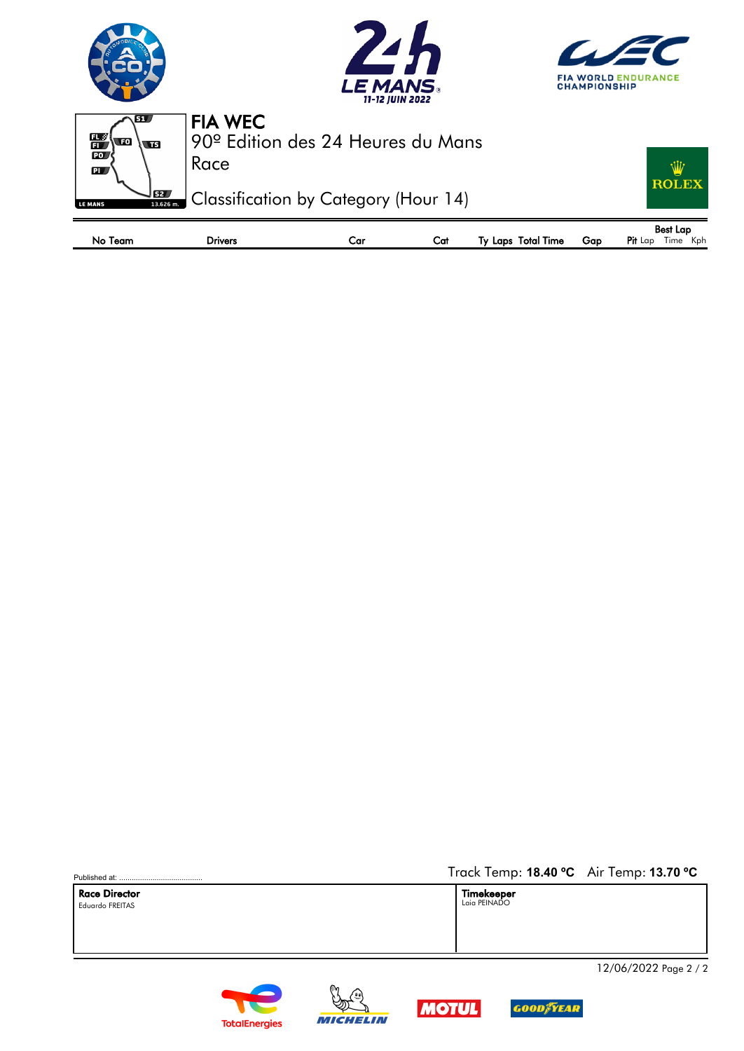# FIA WEC

90º Edition des 24 Heures du Mans

Race

Classification by Category (Hour 14)

| No | Team | Drivers | Car | Cat | Ty | Laps | Total Time | Gap | Pit | Best Lap Lap | Best Lap Time | Best Lap Kph |
|---|---|---|---|---|---|---|---|---|---|---|---|---|

Published at: ........................................

Track Temp: **18.40 ºC** Air Temp: **13.70 ºC**

| **Race Director** | **Timekeeper** |
|---|---|
| Eduardo FREITAS | Laia PEINADO |

12/06/2022